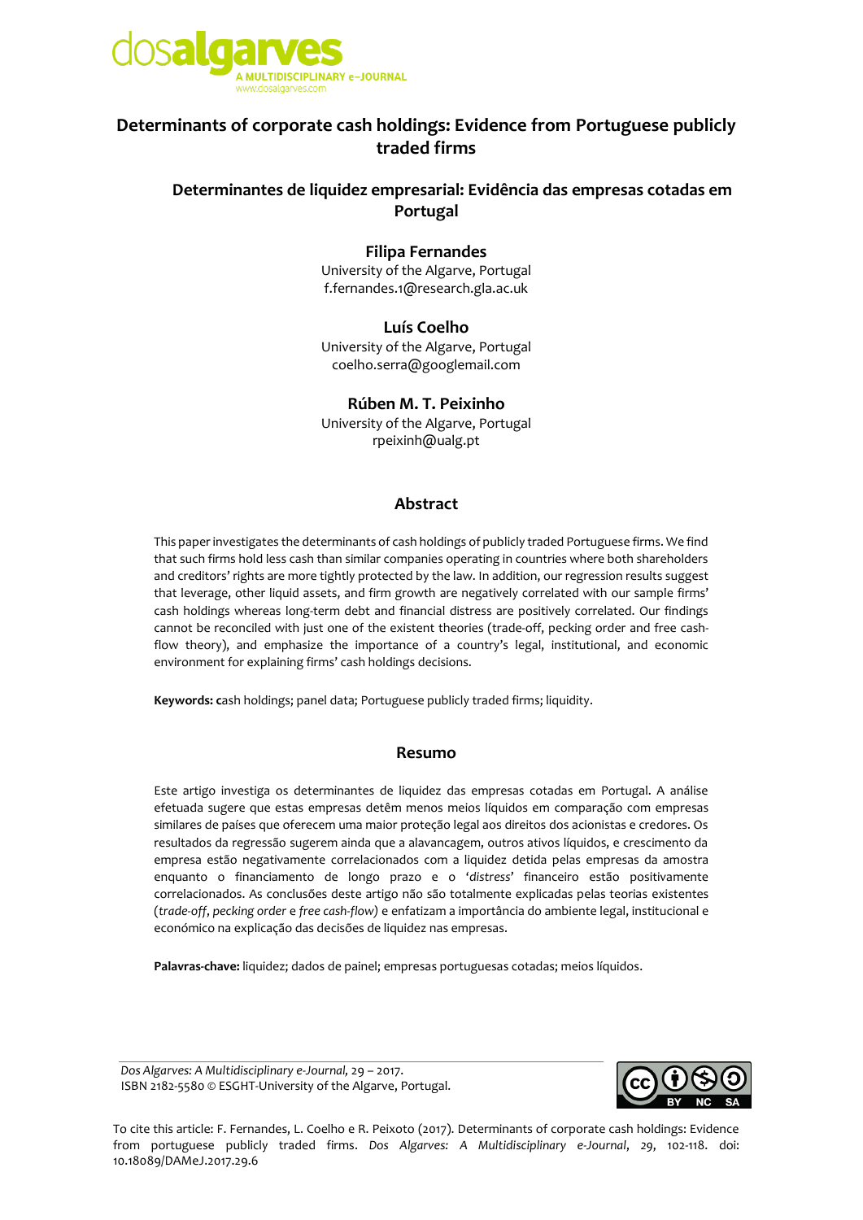# Determinants of corporate cash holdings: Evidence from Portuguese publicly traded firms

## Determinantes de liquidez empresarial: Evidência das empresas cotadas em Portugal

**Filipa Fernandes**
University of the Algarve, Portugal
f.fernandes.1@research.gla.ac.uk

**Luís Coelho**
University of the Algarve, Portugal
coelho.serra@googlemail.com

**Rúben M. T. Peixinho**
University of the Algarve, Portugal
rpeixinh@ualg.pt

### Abstract

This paper investigates the determinants of cash holdings of publicly traded Portuguese firms. We find that such firms hold less cash than similar companies operating in countries where both shareholders and creditors' rights are more tightly protected by the law. In addition, our regression results suggest that leverage, other liquid assets, and firm growth are negatively correlated with our sample firms' cash holdings whereas long-term debt and financial distress are positively correlated. Our findings cannot be reconciled with just one of the existent theories (trade-off, pecking order and free cash-flow theory), and emphasize the importance of a country's legal, institutional, and economic environment for explaining firms' cash holdings decisions.

**Keywords: c**ash holdings; panel data; Portuguese publicly traded firms; liquidity.

### Resumo

Este artigo investiga os determinantes de liquidez das empresas cotadas em Portugal. A análise efetuada sugere que estas empresas detêm menos meios líquidos em comparação com empresas similares de países que oferecem uma maior proteção legal aos direitos dos acionistas e credores. Os resultados da regressão sugerem ainda que a alavancagem, outros ativos líquidos, e crescimento da empresa estão negativamente correlacionados com a liquidez detida pelas empresas da amostra enquanto o financiamento de longo prazo e o '*distress*' financeiro estão positivamente correlacionados. As conclusões deste artigo não são totalmente explicadas pelas teorias existentes (*trade-off*, *pecking order* e *free cash-flow)* e enfatizam a importância do ambiente legal, institucional e económico na explicação das decisões de liquidez nas empresas.

**Palavras-chave:** liquidez; dados de painel; empresas portuguesas cotadas; meios líquidos.

To cite this article: F. Fernandes, L. Coelho e R. Peixoto (2017). Determinants of corporate cash holdings: Evidence from portuguese publicly traded firms. *Dos Algarves: A Multidisciplinary e-Journal*, *29*, 102-118. doi: 10.18089/DAMeJ.2017.29.6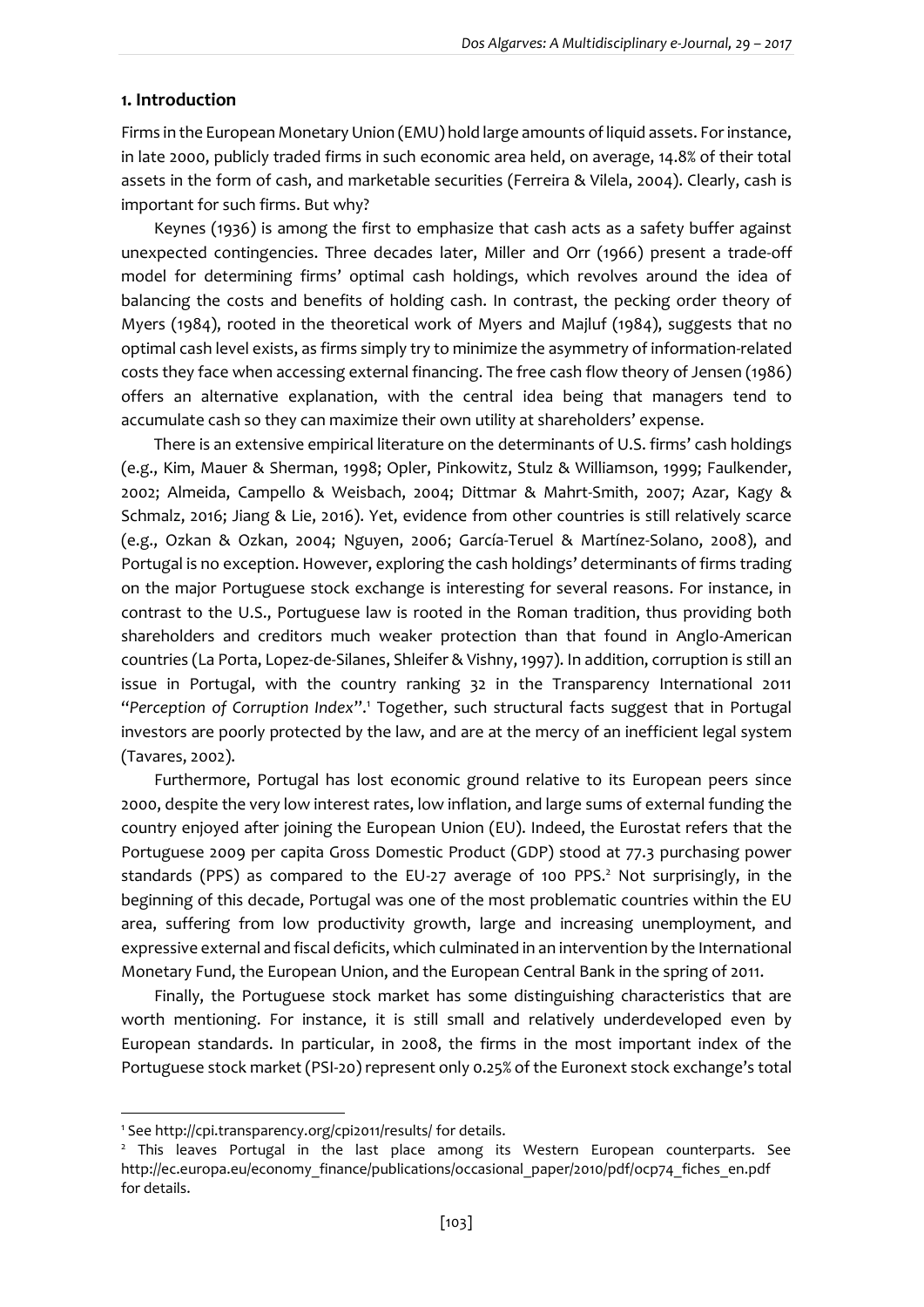## 1. Introduction

Firms in the European Monetary Union (EMU) hold large amounts of liquid assets. For instance, in late 2000, publicly traded firms in such economic area held, on average, 14.8% of their total assets in the form of cash, and marketable securities (Ferreira & Vilela, 2004). Clearly, cash is important for such firms. But why?

Keynes (1936) is among the first to emphasize that cash acts as a safety buffer against unexpected contingencies. Three decades later, Miller and Orr (1966) present a trade-off model for determining firms' optimal cash holdings, which revolves around the idea of balancing the costs and benefits of holding cash. In contrast, the pecking order theory of Myers (1984), rooted in the theoretical work of Myers and Majluf (1984), suggests that no optimal cash level exists, as firms simply try to minimize the asymmetry of information-related costs they face when accessing external financing. The free cash flow theory of Jensen (1986) offers an alternative explanation, with the central idea being that managers tend to accumulate cash so they can maximize their own utility at shareholders' expense.

There is an extensive empirical literature on the determinants of U.S. firms' cash holdings (e.g., Kim, Mauer & Sherman, 1998; Opler, Pinkowitz, Stulz & Williamson, 1999; Faulkender, 2002; Almeida, Campello & Weisbach, 2004; Dittmar & Mahrt-Smith, 2007; Azar, Kagy & Schmalz, 2016; Jiang & Lie, 2016). Yet, evidence from other countries is still relatively scarce (e.g., Ozkan & Ozkan, 2004; Nguyen, 2006; García-Teruel & Martínez-Solano, 2008), and Portugal is no exception. However, exploring the cash holdings' determinants of firms trading on the major Portuguese stock exchange is interesting for several reasons. For instance, in contrast to the U.S., Portuguese law is rooted in the Roman tradition, thus providing both shareholders and creditors much weaker protection than that found in Anglo-American countries (La Porta, Lopez-de-Silanes, Shleifer & Vishny, 1997). In addition, corruption is still an issue in Portugal, with the country ranking 32 in the Transparency International 2011 "*Perception of Corruption Index*".[1] Together, such structural facts suggest that in Portugal investors are poorly protected by the law, and are at the mercy of an inefficient legal system (Tavares, 2002).

Furthermore, Portugal has lost economic ground relative to its European peers since 2000, despite the very low interest rates, low inflation, and large sums of external funding the country enjoyed after joining the European Union (EU). Indeed, the Eurostat refers that the Portuguese 2009 per capita Gross Domestic Product (GDP) stood at 77.3 purchasing power standards (PPS) as compared to the EU-27 average of 100 PPS.[2] Not surprisingly, in the beginning of this decade, Portugal was one of the most problematic countries within the EU area, suffering from low productivity growth, large and increasing unemployment, and expressive external and fiscal deficits, which culminated in an intervention by the International Monetary Fund, the European Union, and the European Central Bank in the spring of 2011.

Finally, the Portuguese stock market has some distinguishing characteristics that are worth mentioning. For instance, it is still small and relatively underdeveloped even by European standards. In particular, in 2008, the firms in the most important index of the Portuguese stock market (PSI-20) represent only 0.25% of the Euronext stock exchange's total

---

[1] See http://cpi.transparency.org/cpi2011/results/ for details.

[2] This leaves Portugal in the last place among its Western European counterparts. See http://ec.europa.eu/economy_finance/publications/occasional_paper/2010/pdf/ocp74_fiches_en.pdf for details.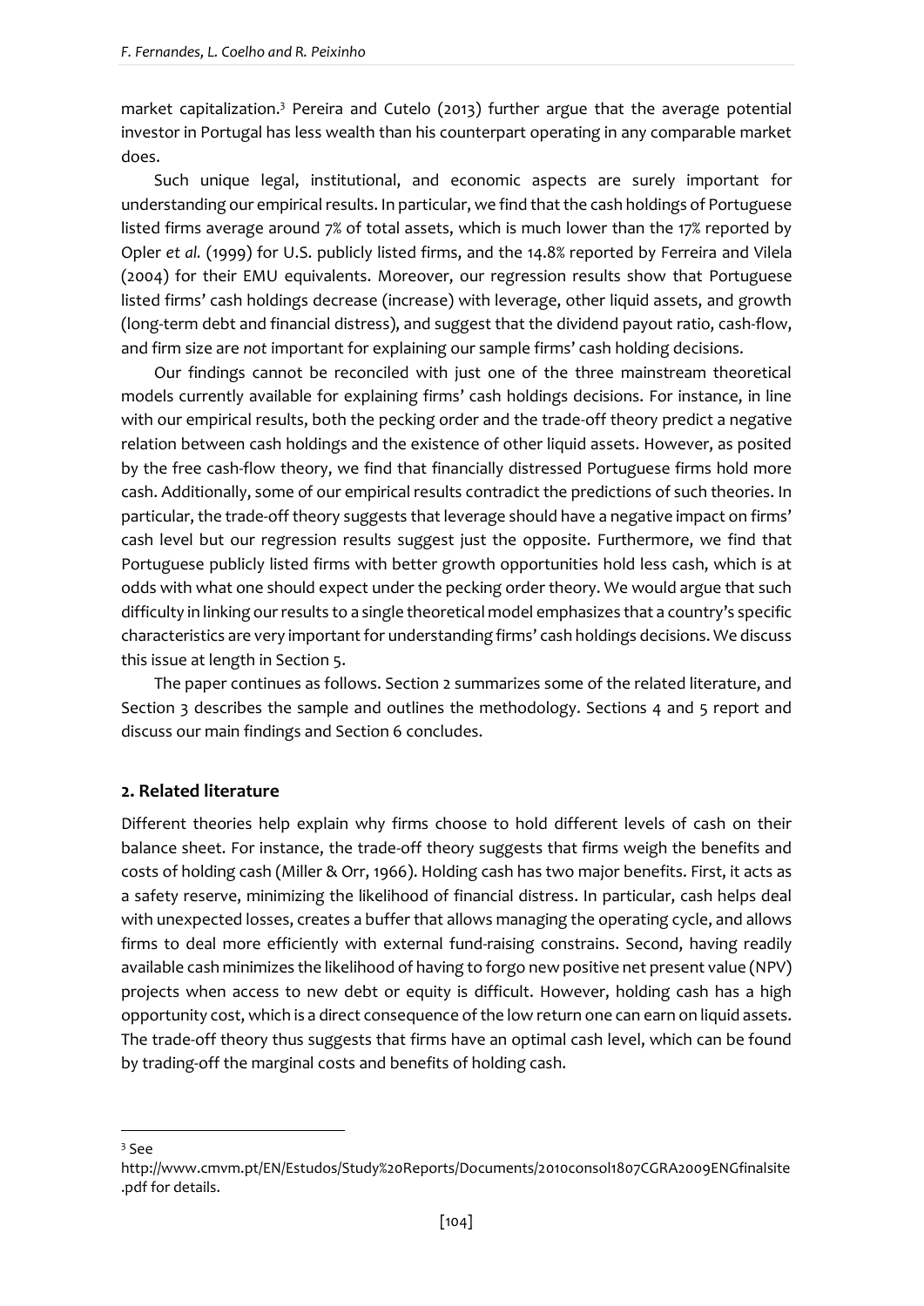market capitalization.[3] Pereira and Cutelo (2013) further argue that the average potential investor in Portugal has less wealth than his counterpart operating in any comparable market does.

Such unique legal, institutional, and economic aspects are surely important for understanding our empirical results. In particular, we find that the cash holdings of Portuguese listed firms average around 7% of total assets, which is much lower than the 17% reported by Opler *et al.* (1999) for U.S. publicly listed firms, and the 14.8% reported by Ferreira and Vilela (2004) for their EMU equivalents. Moreover, our regression results show that Portuguese listed firms' cash holdings decrease (increase) with leverage, other liquid assets, and growth (long-term debt and financial distress), and suggest that the dividend payout ratio, cash-flow, and firm size are *not* important for explaining our sample firms' cash holding decisions.

Our findings cannot be reconciled with just one of the three mainstream theoretical models currently available for explaining firms' cash holdings decisions. For instance, in line with our empirical results, both the pecking order and the trade-off theory predict a negative relation between cash holdings and the existence of other liquid assets. However, as posited by the free cash-flow theory, we find that financially distressed Portuguese firms hold more cash. Additionally, some of our empirical results contradict the predictions of such theories. In particular, the trade-off theory suggests that leverage should have a negative impact on firms' cash level but our regression results suggest just the opposite. Furthermore, we find that Portuguese publicly listed firms with better growth opportunities hold less cash, which is at odds with what one should expect under the pecking order theory. We would argue that such difficulty in linking our results to a single theoretical model emphasizes that a country's specific characteristics are very important for understanding firms' cash holdings decisions. We discuss this issue at length in Section 5.

The paper continues as follows. Section 2 summarizes some of the related literature, and Section 3 describes the sample and outlines the methodology. Sections 4 and 5 report and discuss our main findings and Section 6 concludes.

## 2. Related literature

Different theories help explain why firms choose to hold different levels of cash on their balance sheet. For instance, the trade-off theory suggests that firms weigh the benefits and costs of holding cash (Miller & Orr, 1966). Holding cash has two major benefits. First, it acts as a safety reserve, minimizing the likelihood of financial distress. In particular, cash helps deal with unexpected losses, creates a buffer that allows managing the operating cycle, and allows firms to deal more efficiently with external fund-raising constrains. Second, having readily available cash minimizes the likelihood of having to forgo new positive net present value (NPV) projects when access to new debt or equity is difficult. However, holding cash has a high opportunity cost, which is a direct consequence of the low return one can earn on liquid assets. The trade-off theory thus suggests that firms have an optimal cash level, which can be found by trading-off the marginal costs and benefits of holding cash.

---

[3] See http://www.cmvm.pt/EN/Estudos/Study%20Reports/Documents/2010consol1807CGRA2009ENGfinalsite.pdf for details.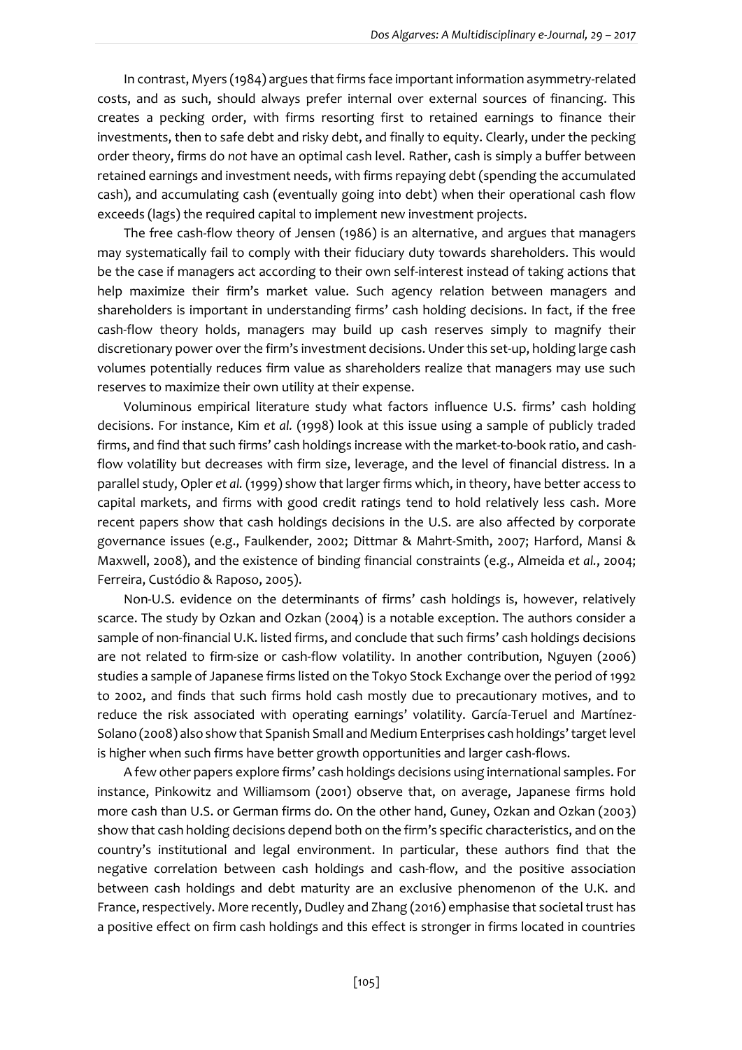In contrast, Myers (1984) argues that firms face important information asymmetry-related costs, and as such, should always prefer internal over external sources of financing. This creates a pecking order, with firms resorting first to retained earnings to finance their investments, then to safe debt and risky debt, and finally to equity. Clearly, under the pecking order theory, firms do *not* have an optimal cash level. Rather, cash is simply a buffer between retained earnings and investment needs, with firms repaying debt (spending the accumulated cash), and accumulating cash (eventually going into debt) when their operational cash flow exceeds (lags) the required capital to implement new investment projects.

The free cash-flow theory of Jensen (1986) is an alternative, and argues that managers may systematically fail to comply with their fiduciary duty towards shareholders. This would be the case if managers act according to their own self-interest instead of taking actions that help maximize their firm's market value. Such agency relation between managers and shareholders is important in understanding firms' cash holding decisions. In fact, if the free cash-flow theory holds, managers may build up cash reserves simply to magnify their discretionary power over the firm's investment decisions. Under this set-up, holding large cash volumes potentially reduces firm value as shareholders realize that managers may use such reserves to maximize their own utility at their expense.

Voluminous empirical literature study what factors influence U.S. firms' cash holding decisions. For instance, Kim *et al.* (1998) look at this issue using a sample of publicly traded firms, and find that such firms' cash holdings increase with the market-to-book ratio, and cash-flow volatility but decreases with firm size, leverage, and the level of financial distress. In a parallel study, Opler *et al.* (1999) show that larger firms which, in theory, have better access to capital markets, and firms with good credit ratings tend to hold relatively less cash. More recent papers show that cash holdings decisions in the U.S. are also affected by corporate governance issues (e.g., Faulkender, 2002; Dittmar & Mahrt-Smith, 2007; Harford, Mansi & Maxwell, 2008), and the existence of binding financial constraints (e.g., Almeida *et al.*, 2004; Ferreira, Custódio & Raposo, 2005).

Non-U.S. evidence on the determinants of firms' cash holdings is, however, relatively scarce. The study by Ozkan and Ozkan (2004) is a notable exception. The authors consider a sample of non-financial U.K. listed firms, and conclude that such firms' cash holdings decisions are not related to firm-size or cash-flow volatility. In another contribution, Nguyen (2006) studies a sample of Japanese firms listed on the Tokyo Stock Exchange over the period of 1992 to 2002, and finds that such firms hold cash mostly due to precautionary motives, and to reduce the risk associated with operating earnings' volatility. García-Teruel and Martínez-Solano (2008) also show that Spanish Small and Medium Enterprises cash holdings' target level is higher when such firms have better growth opportunities and larger cash-flows.

A few other papers explore firms' cash holdings decisions using international samples. For instance, Pinkowitz and Williamsom (2001) observe that, on average, Japanese firms hold more cash than U.S. or German firms do. On the other hand, Guney, Ozkan and Ozkan (2003) show that cash holding decisions depend both on the firm's specific characteristics, and on the country's institutional and legal environment. In particular, these authors find that the negative correlation between cash holdings and cash-flow, and the positive association between cash holdings and debt maturity are an exclusive phenomenon of the U.K. and France, respectively. More recently, Dudley and Zhang (2016) emphasise that societal trust has a positive effect on firm cash holdings and this effect is stronger in firms located in countries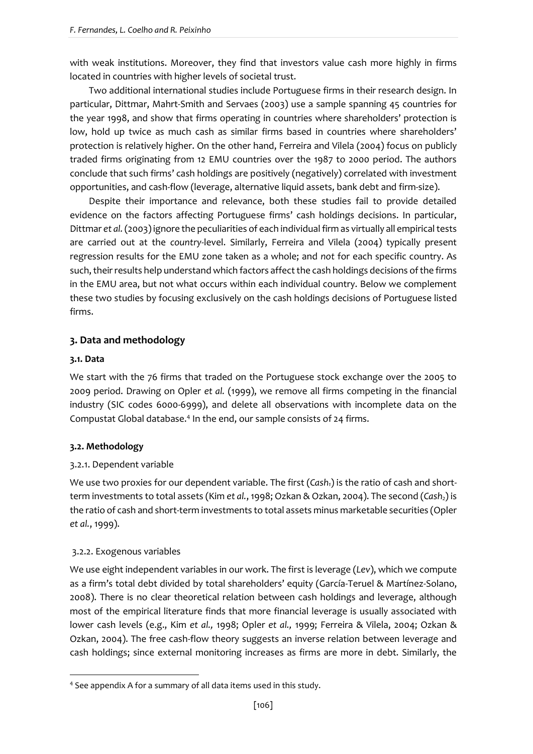with weak institutions. Moreover, they find that investors value cash more highly in firms located in countries with higher levels of societal trust.

Two additional international studies include Portuguese firms in their research design. In particular, Dittmar, Mahrt-Smith and Servaes (2003) use a sample spanning 45 countries for the year 1998, and show that firms operating in countries where shareholders' protection is low, hold up twice as much cash as similar firms based in countries where shareholders' protection is relatively higher. On the other hand, Ferreira and Vilela (2004) focus on publicly traded firms originating from 12 EMU countries over the 1987 to 2000 period. The authors conclude that such firms' cash holdings are positively (negatively) correlated with investment opportunities, and cash-flow (leverage, alternative liquid assets, bank debt and firm-size).

Despite their importance and relevance, both these studies fail to provide detailed evidence on the factors affecting Portuguese firms' cash holdings decisions. In particular, Dittmar *et al.* (2003) ignore the peculiarities of each individual firm as virtually all empirical tests are carried out at the *country*-level. Similarly, Ferreira and Vilela (2004) typically present regression results for the EMU zone taken as a whole; and *not* for each specific country. As such, their results help understand which factors affect the cash holdings decisions of the firms in the EMU area, but not what occurs within each individual country. Below we complement these two studies by focusing exclusively on the cash holdings decisions of Portuguese listed firms.

## 3. Data and methodology

### 3.1. Data

We start with the 76 firms that traded on the Portuguese stock exchange over the 2005 to 2009 period. Drawing on Opler *et al.* (1999), we remove all firms competing in the financial industry (SIC codes 6000-6999), and delete all observations with incomplete data on the Compustat Global database.[4] In the end, our sample consists of 24 firms.

### 3.2. Methodology

#### 3.2.1. Dependent variable

We use two proxies for our dependent variable. The first ($Cash_1$) is the ratio of cash and short-term investments to total assets (Kim *et al.*, 1998; Ozkan & Ozkan, 2004). The second ($Cash_2$) is the ratio of cash and short-term investments to total assets minus marketable securities (Opler *et al.*, 1999).

#### 3.2.2. Exogenous variables

We use eight independent variables in our work. The first is leverage (*Lev*), which we compute as a firm's total debt divided by total shareholders' equity (García-Teruel & Martínez-Solano, 2008). There is no clear theoretical relation between cash holdings and leverage, although most of the empirical literature finds that more financial leverage is usually associated with lower cash levels (e.g., Kim *et al.,* 1998; Opler *et al.,* 1999; Ferreira & Vilela, 2004; Ozkan & Ozkan, 2004). The free cash-flow theory suggests an inverse relation between leverage and cash holdings; since external monitoring increases as firms are more in debt. Similarly, the

[4] See appendix A for a summary of all data items used in this study.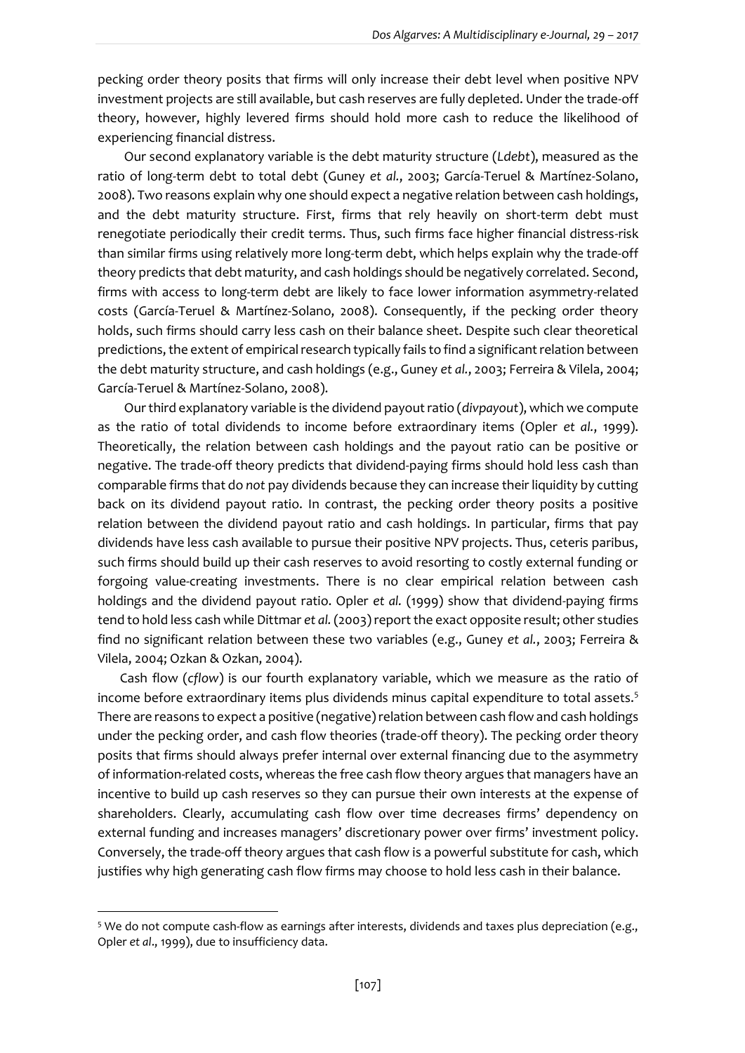pecking order theory posits that firms will only increase their debt level when positive NPV investment projects are still available, but cash reserves are fully depleted. Under the trade-off theory, however, highly levered firms should hold more cash to reduce the likelihood of experiencing financial distress.

Our second explanatory variable is the debt maturity structure (*Ldebt*), measured as the ratio of long-term debt to total debt (Guney *et al.*, 2003; García-Teruel & Martínez-Solano, 2008). Two reasons explain why one should expect a negative relation between cash holdings, and the debt maturity structure. First, firms that rely heavily on short-term debt must renegotiate periodically their credit terms. Thus, such firms face higher financial distress-risk than similar firms using relatively more long-term debt, which helps explain why the trade-off theory predicts that debt maturity, and cash holdings should be negatively correlated. Second, firms with access to long-term debt are likely to face lower information asymmetry-related costs (García-Teruel & Martínez-Solano, 2008). Consequently, if the pecking order theory holds, such firms should carry less cash on their balance sheet. Despite such clear theoretical predictions, the extent of empirical research typically fails to find a significant relation between the debt maturity structure, and cash holdings (e.g., Guney *et al.*, 2003; Ferreira & Vilela, 2004; García-Teruel & Martínez-Solano, 2008).

Our third explanatory variable is the dividend payout ratio (*divpayout*), which we compute as the ratio of total dividends to income before extraordinary items (Opler *et al.*, 1999). Theoretically, the relation between cash holdings and the payout ratio can be positive or negative. The trade-off theory predicts that dividend-paying firms should hold less cash than comparable firms that do *not* pay dividends because they can increase their liquidity by cutting back on its dividend payout ratio. In contrast, the pecking order theory posits a positive relation between the dividend payout ratio and cash holdings. In particular, firms that pay dividends have less cash available to pursue their positive NPV projects. Thus, ceteris paribus, such firms should build up their cash reserves to avoid resorting to costly external funding or forgoing value-creating investments. There is no clear empirical relation between cash holdings and the dividend payout ratio. Opler *et al.* (1999) show that dividend-paying firms tend to hold less cash while Dittmar *et al.* (2003) report the exact opposite result; other studies find no significant relation between these two variables (e.g., Guney *et al.*, 2003; Ferreira & Vilela, 2004; Ozkan & Ozkan, 2004).

Cash flow (*cflow*) is our fourth explanatory variable, which we measure as the ratio of income before extraordinary items plus dividends minus capital expenditure to total assets.[5] There are reasons to expect a positive (negative) relation between cash flow and cash holdings under the pecking order, and cash flow theories (trade-off theory). The pecking order theory posits that firms should always prefer internal over external financing due to the asymmetry of information-related costs, whereas the free cash flow theory argues that managers have an incentive to build up cash reserves so they can pursue their own interests at the expense of shareholders. Clearly, accumulating cash flow over time decreases firms' dependency on external funding and increases managers' discretionary power over firms' investment policy. Conversely, the trade-off theory argues that cash flow is a powerful substitute for cash, which justifies why high generating cash flow firms may choose to hold less cash in their balance.

[5] We do not compute cash-flow as earnings after interests, dividends and taxes plus depreciation (e.g., Opler *et al*., 1999), due to insufficiency data.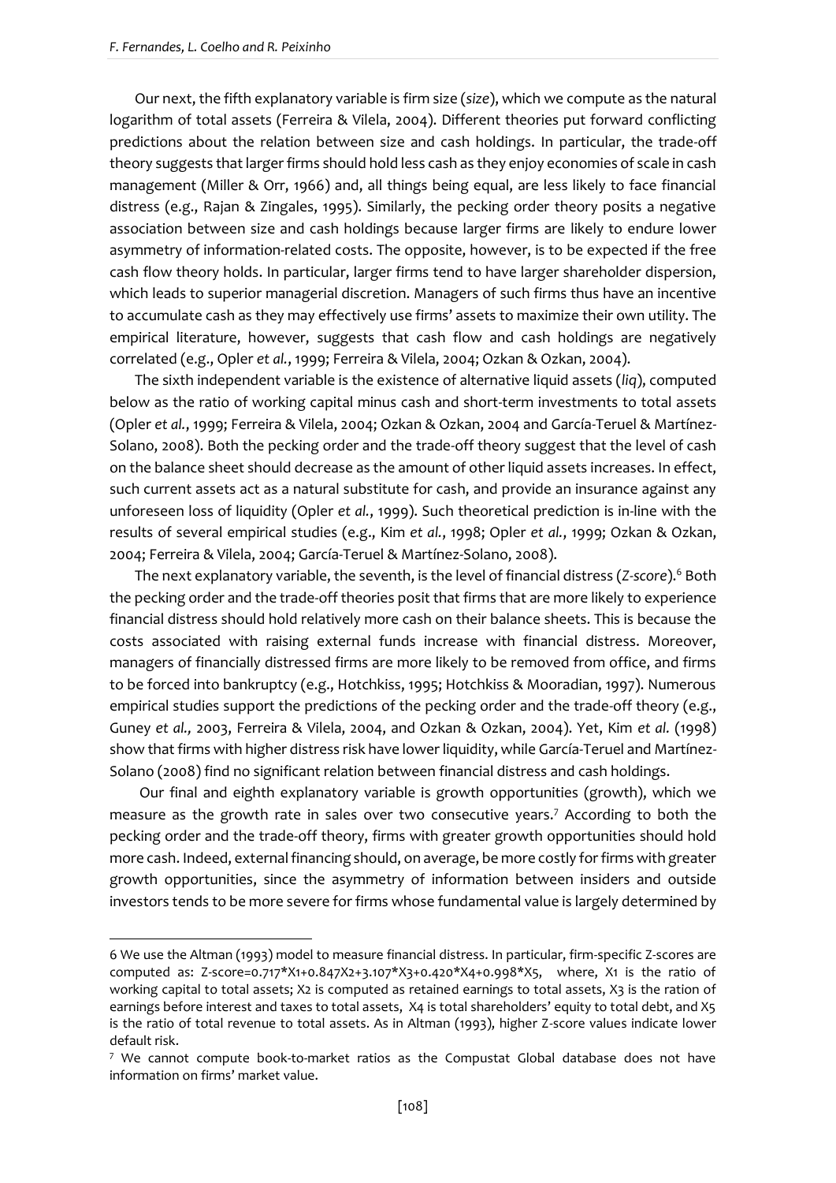Our next, the fifth explanatory variable is firm size (*size*), which we compute as the natural logarithm of total assets (Ferreira & Vilela, 2004). Different theories put forward conflicting predictions about the relation between size and cash holdings. In particular, the trade-off theory suggests that larger firms should hold less cash as they enjoy economies of scale in cash management (Miller & Orr, 1966) and, all things being equal, are less likely to face financial distress (e.g., Rajan & Zingales, 1995). Similarly, the pecking order theory posits a negative association between size and cash holdings because larger firms are likely to endure lower asymmetry of information-related costs. The opposite, however, is to be expected if the free cash flow theory holds. In particular, larger firms tend to have larger shareholder dispersion, which leads to superior managerial discretion. Managers of such firms thus have an incentive to accumulate cash as they may effectively use firms' assets to maximize their own utility. The empirical literature, however, suggests that cash flow and cash holdings are negatively correlated (e.g., Opler *et al.*, 1999; Ferreira & Vilela, 2004; Ozkan & Ozkan, 2004).

The sixth independent variable is the existence of alternative liquid assets (*liq*), computed below as the ratio of working capital minus cash and short-term investments to total assets (Opler *et al.*, 1999; Ferreira & Vilela, 2004; Ozkan & Ozkan, 2004 and García-Teruel & Martínez-Solano, 2008). Both the pecking order and the trade-off theory suggest that the level of cash on the balance sheet should decrease as the amount of other liquid assets increases. In effect, such current assets act as a natural substitute for cash, and provide an insurance against any unforeseen loss of liquidity (Opler *et al.*, 1999). Such theoretical prediction is in-line with the results of several empirical studies (e.g., Kim *et al.*, 1998; Opler *et al.*, 1999; Ozkan & Ozkan, 2004; Ferreira & Vilela, 2004; García-Teruel & Martínez-Solano, 2008).

The next explanatory variable, the seventh, is the level of financial distress (*Z-score*).[6] Both the pecking order and the trade-off theories posit that firms that are more likely to experience financial distress should hold relatively more cash on their balance sheets. This is because the costs associated with raising external funds increase with financial distress. Moreover, managers of financially distressed firms are more likely to be removed from office, and firms to be forced into bankruptcy (e.g., Hotchkiss, 1995; Hotchkiss & Mooradian, 1997). Numerous empirical studies support the predictions of the pecking order and the trade-off theory (e.g., Guney *et al.,* 2003, Ferreira & Vilela, 2004, and Ozkan & Ozkan, 2004). Yet, Kim *et al.* (1998) show that firms with higher distress risk have lower liquidity, while García-Teruel and Martínez-Solano (2008) find no significant relation between financial distress and cash holdings.

Our final and eighth explanatory variable is growth opportunities (growth), which we measure as the growth rate in sales over two consecutive years.[7] According to both the pecking order and the trade-off theory, firms with greater growth opportunities should hold more cash. Indeed, external financing should, on average, be more costly for firms with greater growth opportunities, since the asymmetry of information between insiders and outside investors tends to be more severe for firms whose fundamental value is largely determined by

---

6 We use the Altman (1993) model to measure financial distress. In particular, firm-specific Z-scores are computed as: $Z\text{-score}=0.717*X1+0.847X2+3.107*X3+0.420*X4+0.998*X5$, where, X1 is the ratio of working capital to total assets; X2 is computed as retained earnings to total assets, X3 is the ration of earnings before interest and taxes to total assets, X4 is total shareholders' equity to total debt, and X5 is the ratio of total revenue to total assets. As in Altman (1993), higher Z-score values indicate lower default risk.

7 We cannot compute book-to-market ratios as the Compustat Global database does not have information on firms' market value.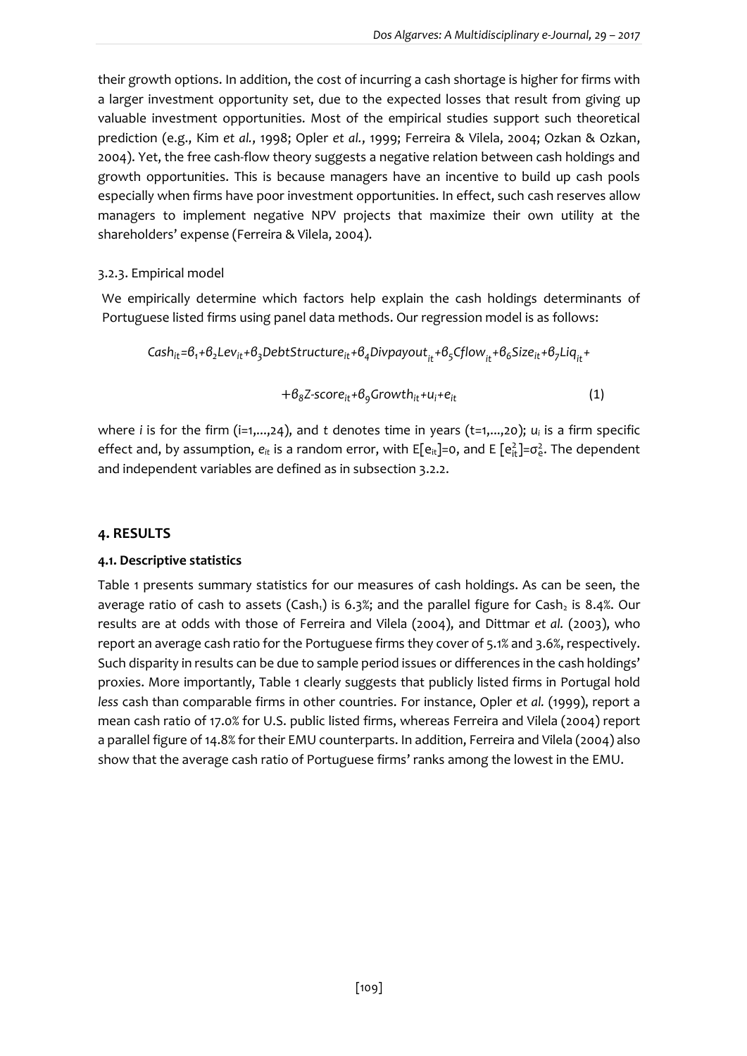their growth options. In addition, the cost of incurring a cash shortage is higher for firms with a larger investment opportunity set, due to the expected losses that result from giving up valuable investment opportunities. Most of the empirical studies support such theoretical prediction (e.g., Kim *et al.*, 1998; Opler *et al.*, 1999; Ferreira & Vilela, 2004; Ozkan & Ozkan, 2004). Yet, the free cash-flow theory suggests a negative relation between cash holdings and growth opportunities. This is because managers have an incentive to build up cash pools especially when firms have poor investment opportunities. In effect, such cash reserves allow managers to implement negative NPV projects that maximize their own utility at the shareholders' expense (Ferreira & Vilela, 2004).

3.2.3. Empirical model

We empirically determine which factors help explain the cash holdings determinants of Portuguese listed firms using panel data methods. Our regression model is as follows:

$$Cash_{it}=\beta_1+\beta_2 Lev_{it}+\beta_3 DebtStructure_{it}+\beta_4 Divpayout_{it}+\beta_5 Cflow_{it}+\beta_6 Size_{it}+\beta_7 Liq_{it}+$$

$$+\beta_8 Z\text{-}score_{it}+\beta_9 Growth_{it}+u_i+e_{it} \qquad (1)$$

where *i* is for the firm (i=1,...,24), and *t* denotes time in years (t=1,...,20); $u_i$ is a firm specific effect and, by assumption, $e_{it}$ is a random error, with $E[e_{it}]=0$, and $E[e_{it}^2]=\sigma_e^2$. The dependent and independent variables are defined as in subsection 3.2.2.

## 4. RESULTS

### 4.1. Descriptive statistics

Table 1 presents summary statistics for our measures of cash holdings. As can be seen, the average ratio of cash to assets ($Cash_1$) is 6.3%; and the parallel figure for $Cash_2$ is 8.4%. Our results are at odds with those of Ferreira and Vilela (2004), and Dittmar *et al.* (2003), who report an average cash ratio for the Portuguese firms they cover of 5.1% and 3.6%, respectively. Such disparity in results can be due to sample period issues or differences in the cash holdings' proxies. More importantly, Table 1 clearly suggests that publicly listed firms in Portugal hold *less* cash than comparable firms in other countries. For instance, Opler *et al.* (1999), report a mean cash ratio of 17.0% for U.S. public listed firms, whereas Ferreira and Vilela (2004) report a parallel figure of 14.8% for their EMU counterparts. In addition, Ferreira and Vilela (2004) also show that the average cash ratio of Portuguese firms' ranks among the lowest in the EMU.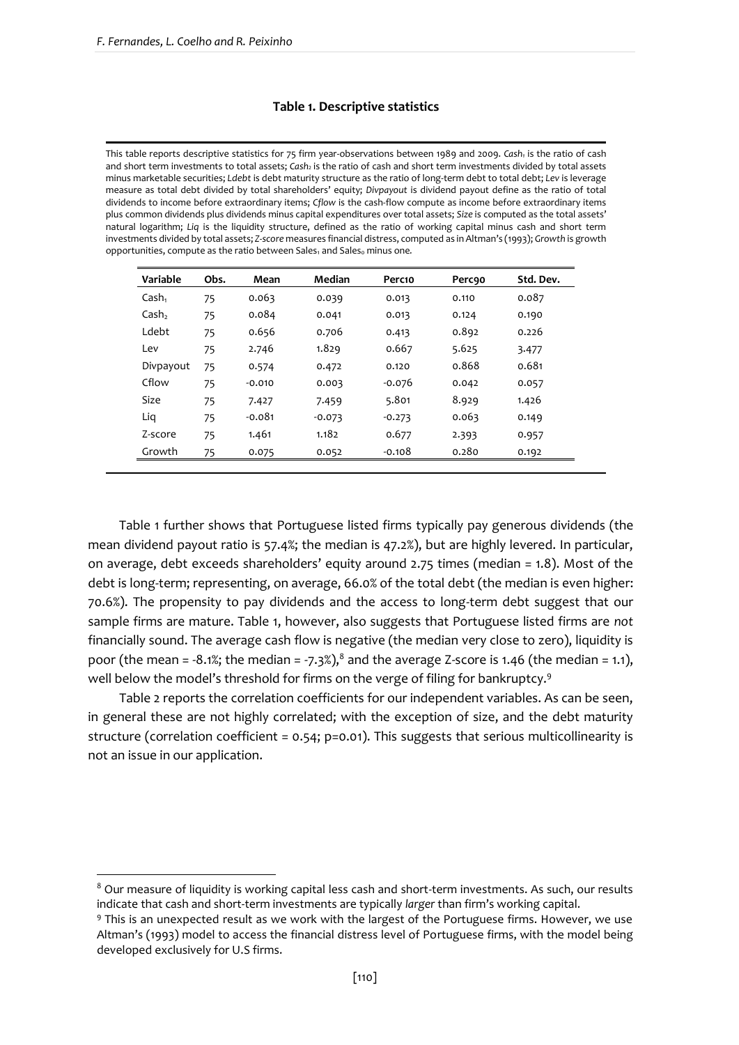**Table 1. Descriptive statistics**

This table reports descriptive statistics for 75 firm year-observations between 1989 and 2009. *Cash₁* is the ratio of cash and short term investments to total assets; *Cash₂* is the ratio of cash and short term investments divided by total assets minus marketable securities; *Ldebt* is debt maturity structure as the ratio of long-term debt to total debt; *Lev* is leverage measure as total debt divided by total shareholders' equity; *Divpayout* is dividend payout define as the ratio of total dividends to income before extraordinary items; *Cflow* is the cash-flow compute as income before extraordinary items plus common dividends plus dividends minus capital expenditures over total assets; *Size* is computed as the total assets' natural logarithm; *Liq* is the liquidity structure, defined as the ratio of working capital minus cash and short term investments divided by total assets; *Z-score* measures financial distress, computed as in Altman's (1993); *Growth* is growth opportunities, compute as the ratio between $Sales_1$ and $Sales_0$ minus one.

| Variable | Obs. | Mean | Median | Perc10 | Perc90 | Std. Dev. |
|---|---|---|---|---|---|---|
| $Cash_1$ | 75 | 0.063 | 0.039 | 0.013 | 0.110 | 0.087 |
| $Cash_2$ | 75 | 0.084 | 0.041 | 0.013 | 0.124 | 0.190 |
| Ldebt | 75 | 0.656 | 0.706 | 0.413 | 0.892 | 0.226 |
| Lev | 75 | 2.746 | 1.829 | 0.667 | 5.625 | 3.477 |
| Divpayout | 75 | 0.574 | 0.472 | 0.120 | 0.868 | 0.681 |
| Cflow | 75 | -0.010 | 0.003 | -0.076 | 0.042 | 0.057 |
| Size | 75 | 7.427 | 7.459 | 5.801 | 8.929 | 1.426 |
| Liq | 75 | -0.081 | -0.073 | -0.273 | 0.063 | 0.149 |
| Z-score | 75 | 1.461 | 1.182 | 0.677 | 2.393 | 0.957 |
| Growth | 75 | 0.075 | 0.052 | -0.108 | 0.280 | 0.192 |

Table 1 further shows that Portuguese listed firms typically pay generous dividends (the mean dividend payout ratio is 57.4%; the median is 47.2%), but are highly levered. In particular, on average, debt exceeds shareholders' equity around 2.75 times (median = 1.8). Most of the debt is long-term; representing, on average, 66.0% of the total debt (the median is even higher: 70.6%). The propensity to pay dividends and the access to long-term debt suggest that our sample firms are mature. Table 1, however, also suggests that Portuguese listed firms are *not* financially sound. The average cash flow is negative (the median very close to zero), liquidity is poor (the mean = -8.1%; the median = -7.3%),[8] and the average Z-score is 1.46 (the median = 1.1), well below the model's threshold for firms on the verge of filing for bankruptcy.[9]

Table 2 reports the correlation coefficients for our independent variables. As can be seen, in general these are not highly correlated; with the exception of size, and the debt maturity structure (correlation coefficient = 0.54; p=0.01). This suggests that serious multicollinearity is not an issue in our application.

[8] Our measure of liquidity is working capital less cash and short-term investments. As such, our results indicate that cash and short-term investments are typically *larger* than firm's working capital.

[9] This is an unexpected result as we work with the largest of the Portuguese firms. However, we use Altman's (1993) model to access the financial distress level of Portuguese firms, with the model being developed exclusively for U.S firms.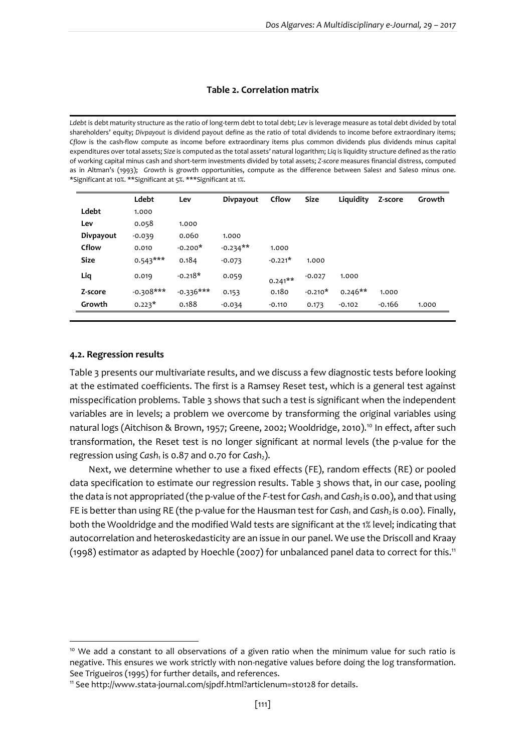**Table 2. Correlation matrix**

*Ldebt* is debt maturity structure as the ratio of long-term debt to total debt; *Lev* is leverage measure as total debt divided by total shareholders' equity; *Divpayout* is dividend payout define as the ratio of total dividends to income before extraordinary items; *Cflow* is the cash-flow compute as income before extraordinary items plus common dividends plus dividends minus capital expenditures over total assets; *Size* is computed as the total assets' natural logarithm; *Liq* is liquidity structure defined as the ratio of working capital minus cash and short-term investments divided by total assets; *Z-score* measures financial distress, computed as in Altman's (1993); *Growth* is growth opportunities, compute as the difference between Sales1 and Sales0 minus one. *Significant at 10%. **Significant at 5%. ***Significant at 1%.

| | Ldebt | Lev | Divpayout | Cflow | Size | Liquidity | Z-score | Growth |
|---|---|---|---|---|---|---|---|---|
| **Ldebt** | 1.000 | | | | | | | |
| **Lev** | 0.058 | 1.000 | | | | | | |
| **Divpayout** | -0.039 | 0.060 | 1.000 | | | | | |
| **Cflow** | 0.010 | -0.200* | -0.234** | 1.000 | | | | |
| **Size** | 0.543*** | 0.184 | -0.073 | -0.221* | 1.000 | | | |
| **Liq** | 0.019 | -0.218* | 0.059 | 0.241** | -0.027 | 1.000 | | |
| **Z-score** | -0.308*** | -0.336*** | 0.153 | 0.180 | -0.210* | 0.246** | 1.000 | |
| **Growth** | 0.223* | 0.188 | -0.034 | -0.110 | 0.173 | -0.102 | -0.166 | 1.000 |

### 4.2. Regression results

Table 3 presents our multivariate results, and we discuss a few diagnostic tests before looking at the estimated coefficients. The first is a Ramsey Reset test, which is a general test against misspecification problems. Table 3 shows that such a test is significant when the independent variables are in levels; a problem we overcome by transforming the original variables using natural logs (Aitchison & Brown, 1957; Greene, 2002; Wooldridge, 2010).[10] In effect, after such transformation, the Reset test is no longer significant at normal levels (the p-value for the regression using $Cash_1$ is 0.87 and 0.70 for $Cash_2$).

Next, we determine whether to use a fixed effects (FE), random effects (RE) or pooled data specification to estimate our regression results. Table 3 shows that, in our case, pooling the data is not appropriated (the p-value of the *F*-test for $Cash_1$ and $Cash_2$ is 0.00), and that using FE is better than using RE (the p-value for the Hausman test for $Cash_1$ and $Cash_2$ is 0.00). Finally, both the Wooldridge and the modified Wald tests are significant at the 1% level; indicating that autocorrelation and heteroskedasticity are an issue in our panel. We use the Driscoll and Kraay (1998) estimator as adapted by Hoechle (2007) for unbalanced panel data to correct for this.[11]

[10] We add a constant to all observations of a given ratio when the minimum value for such ratio is negative. This ensures we work strictly with non-negative values before doing the log transformation. See Trigueiros (1995) for further details, and references.

[11] See http://www.stata-journal.com/sjpdf.html?articlenum=st0128 for details.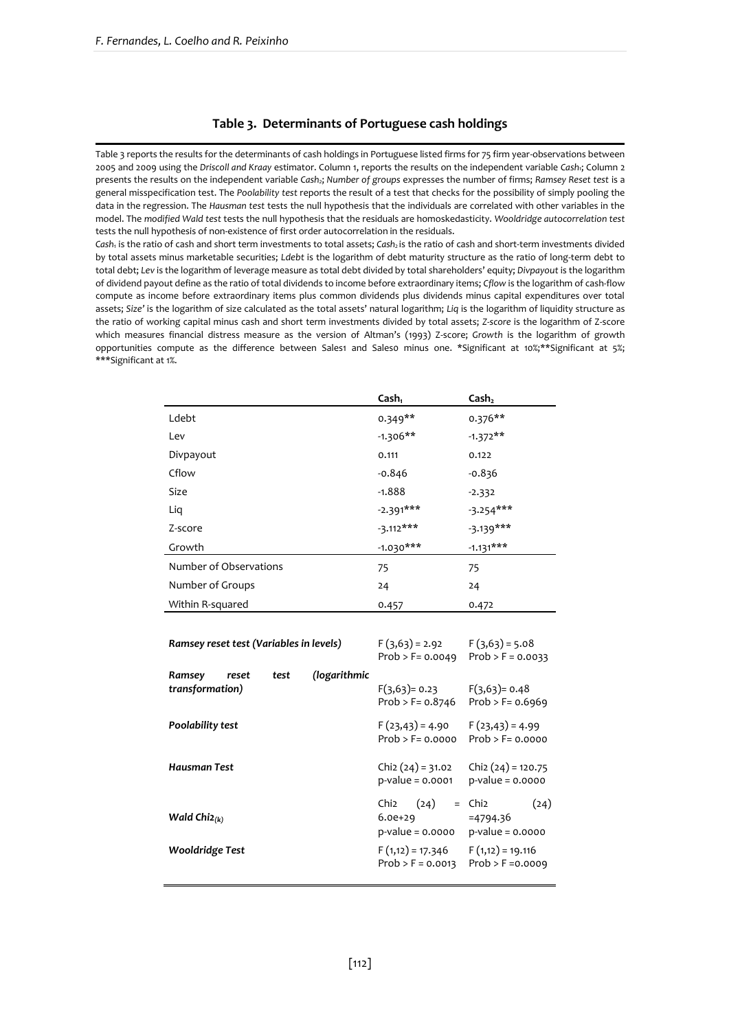### Table 3. Determinants of Portuguese cash holdings

Table 3 reports the results for the determinants of cash holdings in Portuguese listed firms for 75 firm year-observations between 2005 and 2009 using the *Driscoll and Kraay* estimator. Column 1, reports the results on the independent variable $Cash_1$; Column 2 presents the results on the independent variable $Cash_2$; *Number of groups* expresses the number of firms; *Ramsey Reset test* is a general misspecification test. The *Poolability test* reports the result of a test that checks for the possibility of simply pooling the data in the regression. The *Hausman test* tests the null hypothesis that the individuals are correlated with other variables in the model. The *modified Wald test* tests the null hypothesis that the residuals are homoskedasticity. *Wooldridge autocorrelation test* tests the null hypothesis of non-existence of first order autocorrelation in the residuals.

$Cash_1$ is the ratio of cash and short term investments to total assets; $Cash_2$ is the ratio of cash and short-term investments divided by total assets minus marketable securities; *Ldebt* is the logarithm of debt maturity structure as the ratio of long-term debt to total debt; *Lev* is the logarithm of leverage measure as total debt divided by total shareholders' equity; *Divpayout* is the logarithm of dividend payout define as the ratio of total dividends to income before extraordinary items; *Cflow* is the logarithm of cash-flow compute as income before extraordinary items plus common dividends plus dividends minus capital expenditures over total assets; *Size'* is the logarithm of size calculated as the total assets' natural logarithm; *Liq* is the logarithm of liquidity structure as the ratio of working capital minus cash and short term investments divided by total assets; *Z-score* is the logarithm of Z-score which measures financial distress measure as the version of Altman's (1993) Z-score; *Growth* is the logarithm of growth opportunities compute as the difference between Sales1 and Sales0 minus one. *Significant at 10%;**Significant at 5%; ***Significant at 1%.

| | $Cash_1$ | $Cash_2$ |
|---|---|---|
| Ldebt | 0.349** | 0.376** |
| Lev | -1.306** | -1.372** |
| Divpayout | 0.111 | 0.122 |
| Cflow | -0.846 | -0.836 |
| Size | -1.888 | -2.332 |
| Liq | -2.391*** | -3.254*** |
| Z-score | -3.112*** | -3.139*** |
| Growth | -1.030*** | -1.131*** |
| Number of Observations | 75 | 75 |
| Number of Groups | 24 | 24 |
| Within R-squared | 0.457 | 0.472 |
| ***Ramsey reset test (Variables in levels)*** | $F(3,63) = 2.92$ Prob > F= 0.0049 | $F(3,63) = 5.08$ Prob > F = 0.0033 |
| ***Ramsey reset test (logarithmic transformation)*** | $F(3,63) = 0.23$ Prob > F= 0.8746 | $F(3,63) = 0.48$ Prob > F= 0.6969 |
| ***Poolability test*** | $F(23,43) = 4.90$ Prob > F= 0.0000 | $F(23,43) = 4.99$ Prob > F= 0.0000 |
| ***Hausman Test*** | Chi2 (24) = 31.02 p-value = 0.0001 | Chi2 (24) = 120.75 p-value = 0.0000 |
| ***Wald*** $Chi2_{(k)}$ | Chi2 (24) = 6.0e+29 p-value = 0.0000 | Chi2 (24) =4794.36 p-value = 0.0000 |
| ***Wooldridge Test*** | $F(1,12) = 17.346$ Prob > F = 0.0013 | $F(1,12) = 19.116$ Prob > F =0.0009 |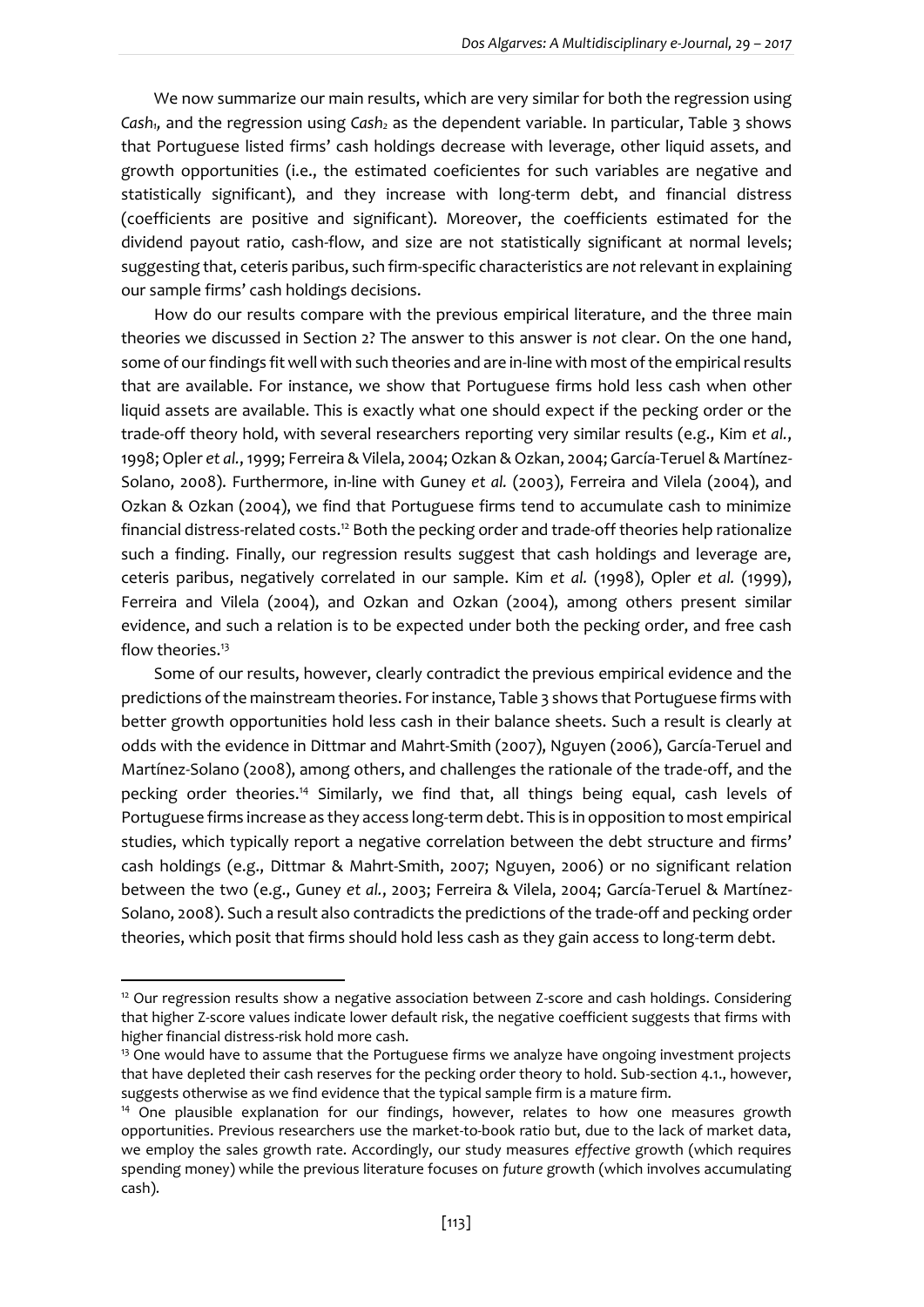We now summarize our main results, which are very similar for both the regression using *Cash*$_1$, and the regression using *Cash*$_2$ as the dependent variable. In particular, Table 3 shows that Portuguese listed firms' cash holdings decrease with leverage, other liquid assets, and growth opportunities (i.e., the estimated coeficientes for such variables are negative and statistically significant), and they increase with long-term debt, and financial distress (coefficients are positive and significant). Moreover, the coefficients estimated for the dividend payout ratio, cash-flow, and size are not statistically significant at normal levels; suggesting that, ceteris paribus, such firm-specific characteristics are *not* relevant in explaining our sample firms' cash holdings decisions.

How do our results compare with the previous empirical literature, and the three main theories we discussed in Section 2? The answer to this answer is *not* clear. On the one hand, some of our findings fit well with such theories and are in-line with most of the empirical results that are available. For instance, we show that Portuguese firms hold less cash when other liquid assets are available. This is exactly what one should expect if the pecking order or the trade-off theory hold, with several researchers reporting very similar results (e.g., Kim *et al.*, 1998; Opler *et al.*, 1999; Ferreira & Vilela, 2004; Ozkan & Ozkan, 2004; García-Teruel & Martínez-Solano, 2008). Furthermore, in-line with Guney *et al.* (2003), Ferreira and Vilela (2004), and Ozkan & Ozkan (2004), we find that Portuguese firms tend to accumulate cash to minimize financial distress-related costs.[12] Both the pecking order and trade-off theories help rationalize such a finding. Finally, our regression results suggest that cash holdings and leverage are, ceteris paribus, negatively correlated in our sample. Kim *et al.* (1998), Opler *et al.* (1999), Ferreira and Vilela (2004), and Ozkan and Ozkan (2004), among others present similar evidence, and such a relation is to be expected under both the pecking order, and free cash flow theories.[13]

Some of our results, however, clearly contradict the previous empirical evidence and the predictions of the mainstream theories. For instance, Table 3 shows that Portuguese firms with better growth opportunities hold less cash in their balance sheets. Such a result is clearly at odds with the evidence in Dittmar and Mahrt-Smith (2007), Nguyen (2006), García-Teruel and Martínez-Solano (2008), among others, and challenges the rationale of the trade-off, and the pecking order theories.[14] Similarly, we find that, all things being equal, cash levels of Portuguese firms increase as they access long-term debt. This is in opposition to most empirical studies, which typically report a negative correlation between the debt structure and firms' cash holdings (e.g., Dittmar & Mahrt-Smith, 2007; Nguyen, 2006) or no significant relation between the two (e.g., Guney *et al.*, 2003; Ferreira & Vilela, 2004; García-Teruel & Martínez-Solano, 2008). Such a result also contradicts the predictions of the trade-off and pecking order theories, which posit that firms should hold less cash as they gain access to long-term debt.

---

[12] Our regression results show a negative association between Z-score and cash holdings. Considering that higher Z-score values indicate lower default risk, the negative coefficient suggests that firms with higher financial distress-risk hold more cash.

[13] One would have to assume that the Portuguese firms we analyze have ongoing investment projects that have depleted their cash reserves for the pecking order theory to hold. Sub-section 4.1., however, suggests otherwise as we find evidence that the typical sample firm is a mature firm.

[14] One plausible explanation for our findings, however, relates to how one measures growth opportunities. Previous researchers use the market-to-book ratio but, due to the lack of market data, we employ the sales growth rate. Accordingly, our study measures *effective* growth (which requires spending money) while the previous literature focuses on *future* growth (which involves accumulating cash).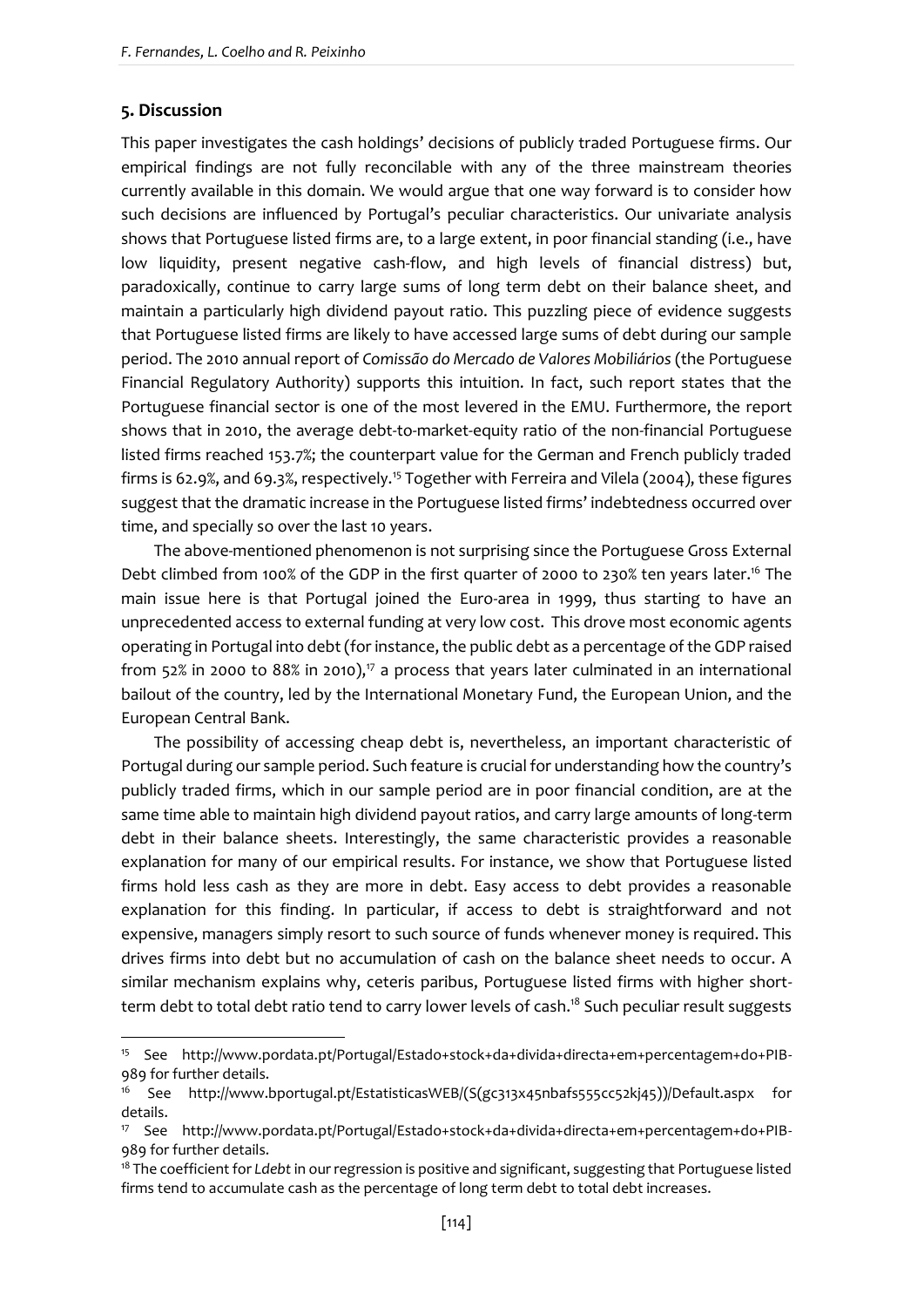## 5. Discussion

This paper investigates the cash holdings' decisions of publicly traded Portuguese firms. Our empirical findings are not fully reconcilable with any of the three mainstream theories currently available in this domain. We would argue that one way forward is to consider how such decisions are influenced by Portugal's peculiar characteristics. Our univariate analysis shows that Portuguese listed firms are, to a large extent, in poor financial standing (i.e., have low liquidity, present negative cash-flow, and high levels of financial distress) but, paradoxically, continue to carry large sums of long term debt on their balance sheet, and maintain a particularly high dividend payout ratio. This puzzling piece of evidence suggests that Portuguese listed firms are likely to have accessed large sums of debt during our sample period. The 2010 annual report of *Comissão do Mercado de Valores Mobiliários* (the Portuguese Financial Regulatory Authority) supports this intuition. In fact, such report states that the Portuguese financial sector is one of the most levered in the EMU. Furthermore, the report shows that in 2010, the average debt-to-market-equity ratio of the non-financial Portuguese listed firms reached 153.7%; the counterpart value for the German and French publicly traded firms is 62.9%, and 69.3%, respectively.[15] Together with Ferreira and Vilela (2004), these figures suggest that the dramatic increase in the Portuguese listed firms' indebtedness occurred over time, and specially so over the last 10 years.

The above-mentioned phenomenon is not surprising since the Portuguese Gross External Debt climbed from 100% of the GDP in the first quarter of 2000 to 230% ten years later.[16] The main issue here is that Portugal joined the Euro-area in 1999, thus starting to have an unprecedented access to external funding at very low cost. This drove most economic agents operating in Portugal into debt (for instance, the public debt as a percentage of the GDP raised from 52% in 2000 to 88% in 2010),[17] a process that years later culminated in an international bailout of the country, led by the International Monetary Fund, the European Union, and the European Central Bank.

The possibility of accessing cheap debt is, nevertheless, an important characteristic of Portugal during our sample period. Such feature is crucial for understanding how the country's publicly traded firms, which in our sample period are in poor financial condition, are at the same time able to maintain high dividend payout ratios, and carry large amounts of long-term debt in their balance sheets. Interestingly, the same characteristic provides a reasonable explanation for many of our empirical results. For instance, we show that Portuguese listed firms hold less cash as they are more in debt. Easy access to debt provides a reasonable explanation for this finding. In particular, if access to debt is straightforward and not expensive, managers simply resort to such source of funds whenever money is required. This drives firms into debt but no accumulation of cash on the balance sheet needs to occur. A similar mechanism explains why, ceteris paribus, Portuguese listed firms with higher short-term debt to total debt ratio tend to carry lower levels of cash.[18] Such peculiar result suggests

---

[15] See http://www.pordata.pt/Portugal/Estado+stock+da+divida+directa+em+percentagem+do+PIB-989 for further details.

[16] See http://www.bportugal.pt/EstatisticasWEB/(S(gc313x45nbafs555cc52kj45))/Default.aspx for details.

[17] See http://www.pordata.pt/Portugal/Estado+stock+da+divida+directa+em+percentagem+do+PIB-989 for further details.

[18] The coefficient for *Ldebt* in our regression is positive and significant, suggesting that Portuguese listed firms tend to accumulate cash as the percentage of long term debt to total debt increases.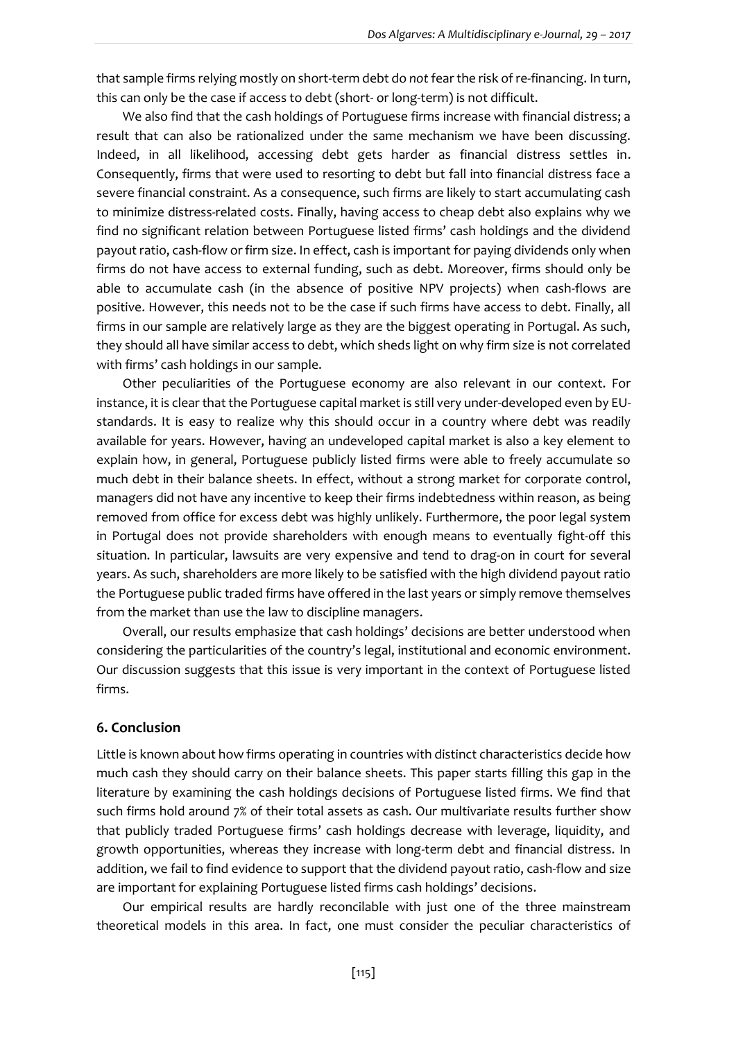that sample firms relying mostly on short-term debt do *not* fear the risk of re-financing. In turn, this can only be the case if access to debt (short- or long-term) is not difficult.

We also find that the cash holdings of Portuguese firms increase with financial distress; a result that can also be rationalized under the same mechanism we have been discussing. Indeed, in all likelihood, accessing debt gets harder as financial distress settles in. Consequently, firms that were used to resorting to debt but fall into financial distress face a severe financial constraint. As a consequence, such firms are likely to start accumulating cash to minimize distress-related costs. Finally, having access to cheap debt also explains why we find no significant relation between Portuguese listed firms' cash holdings and the dividend payout ratio, cash-flow or firm size. In effect, cash is important for paying dividends only when firms do not have access to external funding, such as debt. Moreover, firms should only be able to accumulate cash (in the absence of positive NPV projects) when cash-flows are positive. However, this needs not to be the case if such firms have access to debt. Finally, all firms in our sample are relatively large as they are the biggest operating in Portugal. As such, they should all have similar access to debt, which sheds light on why firm size is not correlated with firms' cash holdings in our sample.

Other peculiarities of the Portuguese economy are also relevant in our context. For instance, it is clear that the Portuguese capital market is still very under-developed even by EU-standards. It is easy to realize why this should occur in a country where debt was readily available for years. However, having an undeveloped capital market is also a key element to explain how, in general, Portuguese publicly listed firms were able to freely accumulate so much debt in their balance sheets. In effect, without a strong market for corporate control, managers did not have any incentive to keep their firms indebtedness within reason, as being removed from office for excess debt was highly unlikely. Furthermore, the poor legal system in Portugal does not provide shareholders with enough means to eventually fight-off this situation. In particular, lawsuits are very expensive and tend to drag-on in court for several years. As such, shareholders are more likely to be satisfied with the high dividend payout ratio the Portuguese public traded firms have offered in the last years or simply remove themselves from the market than use the law to discipline managers.

Overall, our results emphasize that cash holdings' decisions are better understood when considering the particularities of the country's legal, institutional and economic environment. Our discussion suggests that this issue is very important in the context of Portuguese listed firms.

## 6. Conclusion

Little is known about how firms operating in countries with distinct characteristics decide how much cash they should carry on their balance sheets. This paper starts filling this gap in the literature by examining the cash holdings decisions of Portuguese listed firms. We find that such firms hold around 7% of their total assets as cash. Our multivariate results further show that publicly traded Portuguese firms' cash holdings decrease with leverage, liquidity, and growth opportunities, whereas they increase with long-term debt and financial distress. In addition, we fail to find evidence to support that the dividend payout ratio, cash-flow and size are important for explaining Portuguese listed firms cash holdings' decisions.

Our empirical results are hardly reconcilable with just one of the three mainstream theoretical models in this area. In fact, one must consider the peculiar characteristics of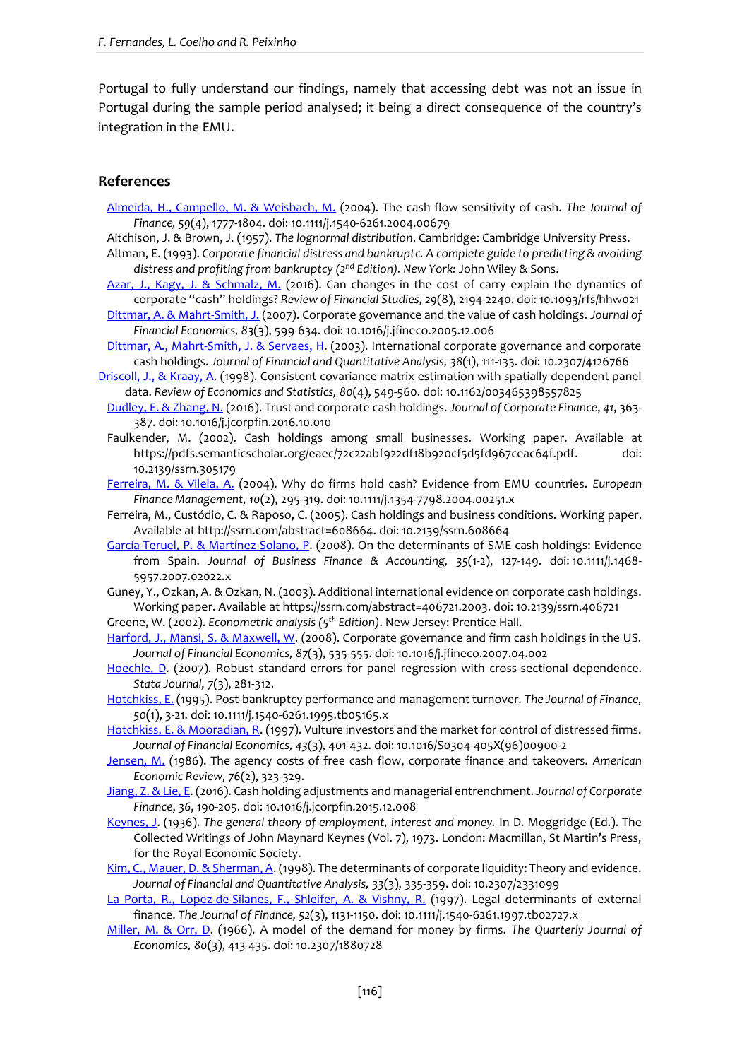Portugal to fully understand our findings, namely that accessing debt was not an issue in Portugal during the sample period analysed; it being a direct consequence of the country's integration in the EMU.

## References

Almeida, H., Campello, M. & Weisbach, M. (2004). The cash flow sensitivity of cash. *The Journal of Finance, 59*(4), 1777-1804. doi: 10.1111/j.1540-6261.2004.00679

Aitchison, J. & Brown, J. (1957). *The lognormal distribution*. Cambridge: Cambridge University Press.

Altman, E. (1993). *Corporate financial distress and bankruptc. A complete guide to predicting & avoiding distress and profiting from bankruptcy (2nd Edition). New York:* John Wiley & Sons.

Azar, J., Kagy, J. & Schmalz, M. (2016). Can changes in the cost of carry explain the dynamics of corporate "cash" holdings? *Review of Financial Studies, 29*(8), 2194-2240. doi: 10.1093/rfs/hhw021

Dittmar, A. & Mahrt-Smith, J. (2007). Corporate governance and the value of cash holdings. *Journal of Financial Economics, 83*(3), 599-634. doi: 10.1016/j.jfineco.2005.12.006

Dittmar, A., Mahrt-Smith, J. & Servaes, H. (2003). International corporate governance and corporate cash holdings. *Journal of Financial and Quantitative Analysis, 38*(1), 111-133. doi: 10.2307/4126766

Driscoll, J., & Kraay, A. (1998). Consistent covariance matrix estimation with spatially dependent panel data. *Review of Economics and Statistics, 80*(4), 549-560. doi: 10.1162/003465398557825

Dudley, E. & Zhang, N. (2016). Trust and corporate cash holdings. *Journal of Corporate Finance*, *41*, 363-387. doi: 10.1016/j.jcorpfin.2016.10.010

Faulkender, M. (2002). Cash holdings among small businesses. Working paper. Available at https://pdfs.semanticscholar.org/eaec/72c22abf922df18b920cf5d5fd967ceac64f.pdf. doi: 10.2139/ssrn.305179

Ferreira, M. & Vilela, A. (2004). Why do firms hold cash? Evidence from EMU countries. *European Finance Management, 10*(2), 295-319. doi: 10.1111/j.1354-7798.2004.00251.x

Ferreira, M., Custódio, C. & Raposo, C. (2005). Cash holdings and business conditions. Working paper. Available at http://ssrn.com/abstract=608664. doi: 10.2139/ssrn.608664

García-Teruel, P. & Martínez-Solano, P. (2008). On the determinants of SME cash holdings: Evidence from Spain. *Journal of Business Finance & Accounting, 35*(1-2), 127-149. doi: 10.1111/j.1468-5957.2007.02022.x

Guney, Y., Ozkan, A. & Ozkan, N. (2003). Additional international evidence on corporate cash holdings. Working paper. Available at https://ssrn.com/abstract=406721.2003. doi: 10.2139/ssrn.406721

Greene, W. (2002). *Econometric analysis (5th Edition)*. New Jersey: Prentice Hall.

Harford, J., Mansi, S. & Maxwell, W. (2008). Corporate governance and firm cash holdings in the US. *Journal of Financial Economics, 87*(3), 535-555. doi: 10.1016/j.jfineco.2007.04.002

Hoechle, D. (2007). Robust standard errors for panel regression with cross-sectional dependence. *Stata Journal, 7*(3), 281-312.

Hotchkiss, E. (1995). Post-bankruptcy performance and management turnover. *The Journal of Finance,* 50(1), 3-21. doi: 10.1111/j.1540-6261.1995.tb05165.x

Hotchkiss, E. & Mooradian, R. (1997). Vulture investors and the market for control of distressed firms. *Journal of Financial Economics, 43*(3), 401-432. doi: 10.1016/S0304-405X(96)00900-2

Jensen, M. (1986). The agency costs of free cash flow, corporate finance and takeovers. *American Economic Review, 76*(2), 323-329.

Jiang, Z. & Lie, E. (2016). Cash holding adjustments and managerial entrenchment. *Journal of Corporate Finance*, *36*, 190-205. doi: 10.1016/j.jcorpfin.2015.12.008

Keynes, J. (1936). *The general theory of employment, interest and money.* In D. Moggridge (Ed.). The Collected Writings of John Maynard Keynes (Vol. 7), 1973. London: Macmillan, St Martin's Press, for the Royal Economic Society.

Kim, C., Mauer, D. & Sherman, A. (1998). The determinants of corporate liquidity: Theory and evidence. *Journal of Financial and Quantitative Analysis, 33*(3), 335-359. doi: 10.2307/2331099

La Porta, R., Lopez-de-Silanes, F., Shleifer, A. & Vishny, R. (1997). Legal determinants of external finance. *The Journal of Finance, 52*(3), 1131-1150. doi: 10.1111/j.1540-6261.1997.tb02727.x

Miller, M. & Orr, D. (1966). A model of the demand for money by firms. *The Quarterly Journal of Economics, 80*(3), 413-435. doi: 10.2307/1880728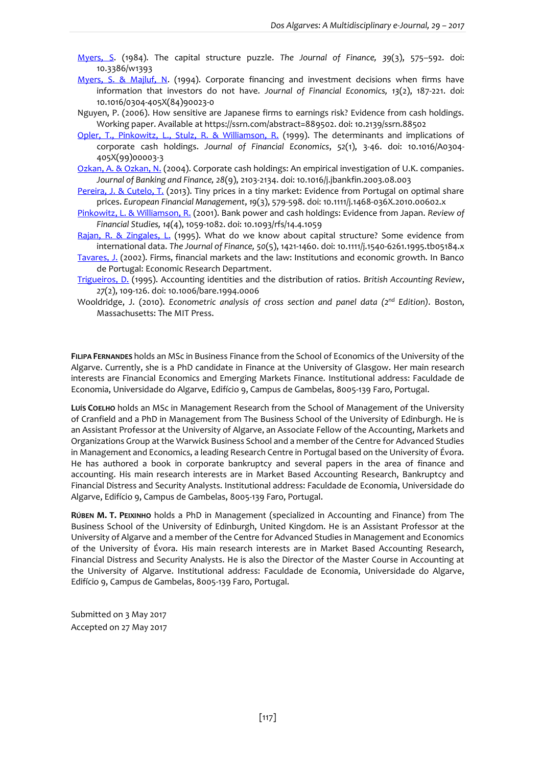Myers, S. (1984). The capital structure puzzle. *The Journal of Finance, 39*(3), 575–592. doi: 10.3386/w1393

Myers, S. & Majluf, N. (1994). Corporate financing and investment decisions when firms have information that investors do not have. *Journal of Financial Economics, 13*(2), 187-221. doi: 10.1016/0304-405X(84)90023-0

Nguyen, P. (2006). How sensitive are Japanese firms to earnings risk? Evidence from cash holdings. Working paper. Available at https://ssrn.com/abstract=889502. doi: 10.2139/ssrn.88502

Opler, T., Pinkowitz, L., Stulz, R. & Williamson, R. (1999). The determinants and implications of corporate cash holdings. *Journal of Financial Economics*, *52*(1), 3-46. doi: 10.1016/A0304-405X(99)00003-3

Ozkan, A. & Ozkan, N. (2004). Corporate cash holdings: An empirical investigation of U.K. companies. *Journal of Banking and Finance, 28*(9), 2103-2134. doi: 10.1016/j.jbankfin.2003.08.003

Pereira, J. & Cutelo, T. (2013). Tiny prices in a tiny market: Evidence from Portugal on optimal share prices. *European Financial Management*, *19*(3), 579-598. doi: 10.1111/j.1468-036X.2010.00602.x

Pinkowitz, L. & Williamson, R. (2001). Bank power and cash holdings: Evidence from Japan. *Review of Financial Studies, 14*(4), 1059-1082. doi: 10.1093/rfs/14.4.1059

Rajan, R. & Zingales, L. (1995). What do we know about capital structure? Some evidence from international data. *The Journal of Finance, 50*(5), 1421-1460. doi: 10.1111/j.1540-6261.1995.tb05184.x

Tavares, J. (2002). Firms, financial markets and the law: Institutions and economic growth. In Banco de Portugal: Economic Research Department.

Trigueiros, D. (1995). Accounting identities and the distribution of ratios. *British Accounting Review*, *27*(2), 109-126. doi: 10.1006/bare.1994.0006

Wooldridge, J. (2010). *Econometric analysis of cross section and panel data (2nd Edition)*. Boston, Massachusetts: The MIT Press.

**Filipa Fernandes** holds an MSc in Business Finance from the School of Economics of the University of the Algarve. Currently, she is a PhD candidate in Finance at the University of Glasgow. Her main research interests are Financial Economics and Emerging Markets Finance. Institutional address: Faculdade de Economia, Universidade do Algarve, Edifício 9, Campus de Gambelas, 8005-139 Faro, Portugal.

**Luís Coelho** holds an MSc in Management Research from the School of Management of the University of Cranfield and a PhD in Management from The Business School of the University of Edinburgh. He is an Assistant Professor at the University of Algarve, an Associate Fellow of the Accounting, Markets and Organizations Group at the Warwick Business School and a member of the Centre for Advanced Studies in Management and Economics, a leading Research Centre in Portugal based on the University of Évora. He has authored a book in corporate bankruptcy and several papers in the area of finance and accounting. His main research interests are in Market Based Accounting Research, Bankruptcy and Financial Distress and Security Analysts. Institutional address: Faculdade de Economia, Universidade do Algarve, Edifício 9, Campus de Gambelas, 8005-139 Faro, Portugal.

**Rúben M. T. Peixinho** holds a PhD in Management (specialized in Accounting and Finance) from The Business School of the University of Edinburgh, United Kingdom. He is an Assistant Professor at the University of Algarve and a member of the Centre for Advanced Studies in Management and Economics of the University of Évora. His main research interests are in Market Based Accounting Research, Financial Distress and Security Analysts. He is also the Director of the Master Course in Accounting at the University of Algarve. Institutional address: Faculdade de Economia, Universidade do Algarve, Edifício 9, Campus de Gambelas, 8005-139 Faro, Portugal.

Submitted on 3 May 2017
Accepted on 27 May 2017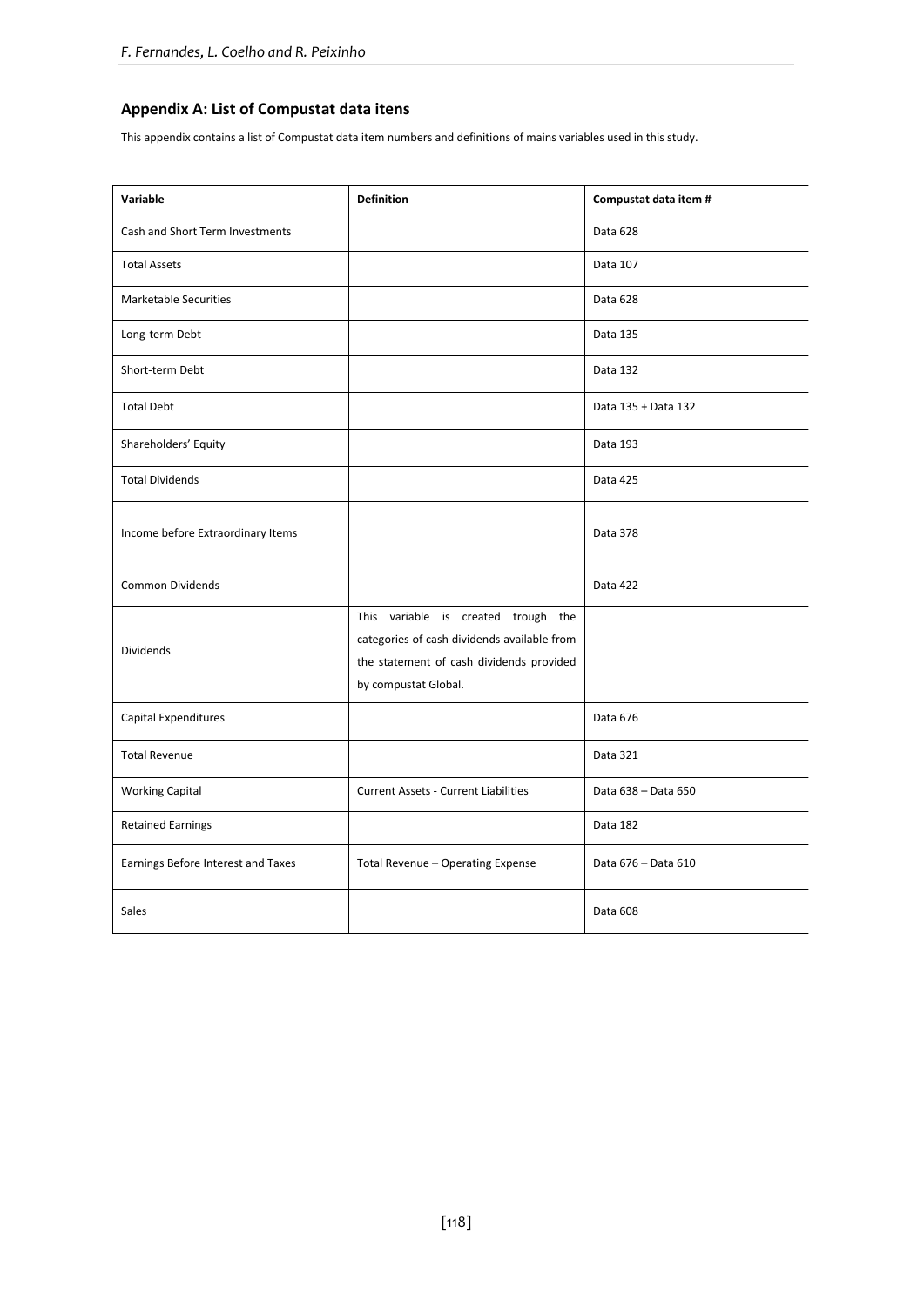## Appendix A: List of Compustat data itens

This appendix contains a list of Compustat data item numbers and definitions of mains variables used in this study.

| Variable | Definition | Compustat data item # |
|---|---|---|
| Cash and Short Term Investments | | Data 628 |
| Total Assets | | Data 107 |
| Marketable Securities | | Data 628 |
| Long-term Debt | | Data 135 |
| Short-term Debt | | Data 132 |
| Total Debt | | Data 135 + Data 132 |
| Shareholders' Equity | | Data 193 |
| Total Dividends | | Data 425 |
| Income before Extraordinary Items | | Data 378 |
| Common Dividends | | Data 422 |
| Dividends | This variable is created trough the categories of cash dividends available from the statement of cash dividends provided by compustat Global. | |
| Capital Expenditures | | Data 676 |
| Total Revenue | | Data 321 |
| Working Capital | Current Assets - Current Liabilities | Data 638 – Data 650 |
| Retained Earnings | | Data 182 |
| Earnings Before Interest and Taxes | Total Revenue – Operating Expense | Data 676 – Data 610 |
| Sales | | Data 608 |